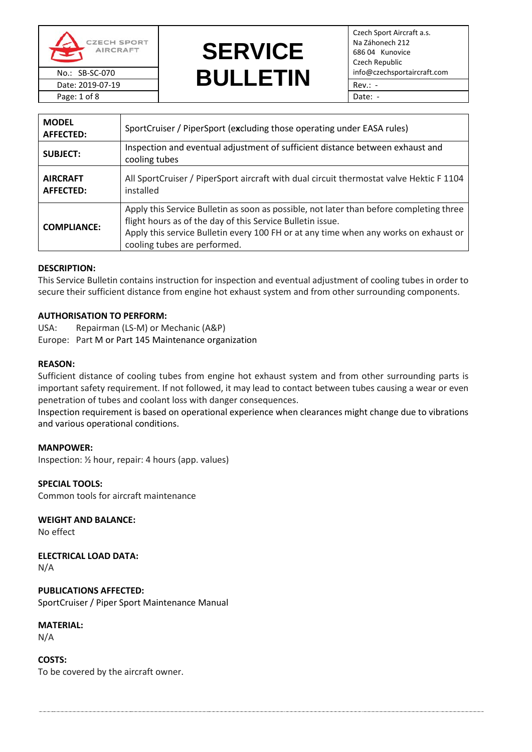| CZECH SPORT AIRCRAFT | SERVICE BULLETIN | Czech Sport Aircraft a.s.<br>Na Záhonech 212<br>686 04 Kunovice<br>Czech Republic<br>info@czechsportaircraft.com |
|---|---|---|
| No.: SB-SC-070 | | Rev.: - |
| Date: 2019-07-19 | | Date: - |

| | |
|---|---|
| **MODEL AFFECTED:** | SportCruiser / PiperSport (e**x**cluding those operating under EASA rules) |
| **SUBJECT:** | Inspection and eventual adjustment of sufficient distance between exhaust and cooling tubes |
| **AIRCRAFT AFFECTED:** | All SportCruiser / PiperSport aircraft with dual circuit thermostat valve Hektic F 1104 installed |
| **COMPLIANCE:** | Apply this Service Bulletin as soon as possible, not later than before completing three flight hours as of the day of this Service Bulletin issue.<br>Apply this service Bulletin every 100 FH or at any time when any works on exhaust or cooling tubes are performed. |

**DESCRIPTION:**

This Service Bulletin contains instruction for inspection and eventual adjustment of cooling tubes in order to secure their sufficient distance from engine hot exhaust system and from other surrounding components.

**AUTHORISATION TO PERFORM:**

USA: Repairman (LS-M) or Mechanic (A&P)

Europe: Part M or Part 145 Maintenance organization

**REASON:**

Sufficient distance of cooling tubes from engine hot exhaust system and from other surrounding parts is important safety requirement. If not followed, it may lead to contact between tubes causing a wear or even penetration of tubes and coolant loss with danger consequences.

Inspection requirement is based on operational experience when clearances might change due to vibrations and various operational conditions.

**MANPOWER:**

Inspection: ½ hour, repair: 4 hours (app. values)

**SPECIAL TOOLS:**

Common tools for aircraft maintenance

**WEIGHT AND BALANCE:**

No effect

**ELECTRICAL LOAD DATA:**

N/A

**PUBLICATIONS AFFECTED:**

SportCruiser / Piper Sport Maintenance Manual

**MATERIAL:**

N/A

**COSTS:**

To be covered by the aircraft owner.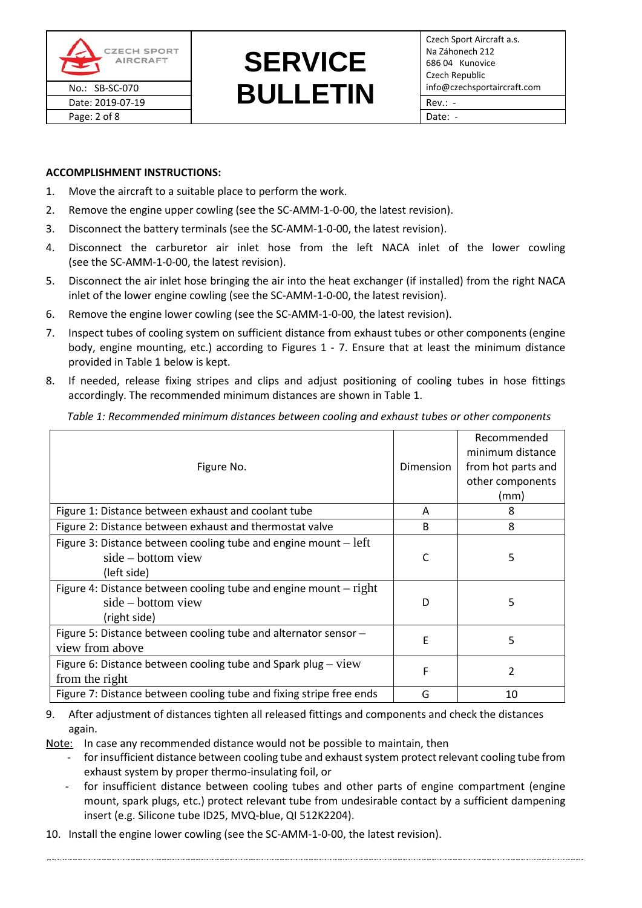**ACCOMPLISHMENT INSTRUCTIONS:**

1. Move the aircraft to a suitable place to perform the work.
2. Remove the engine upper cowling (see the SC-AMM-1-0-00, the latest revision).
3. Disconnect the battery terminals (see the SC-AMM-1-0-00, the latest revision).
4. Disconnect the carburetor air inlet hose from the left NACA inlet of the lower cowling (see the SC-AMM-1-0-00, the latest revision).
5. Disconnect the air inlet hose bringing the air into the heat exchanger (if installed) from the right NACA inlet of the lower engine cowling (see the SC-AMM-1-0-00, the latest revision).
6. Remove the engine lower cowling (see the SC-AMM-1-0-00, the latest revision).
7. Inspect tubes of cooling system on sufficient distance from exhaust tubes or other components (engine body, engine mounting, etc.) according to Figures 1 - 7. Ensure that at least the minimum distance provided in Table 1 below is kept.
8. If needed, release fixing stripes and clips and adjust positioning of cooling tubes in hose fittings accordingly. The recommended minimum distances are shown in Table 1.

*Table 1: Recommended minimum distances between cooling and exhaust tubes or other components*

| Figure No. | Dimension | Recommended minimum distance from hot parts and other components (mm) |
|---|---|---|
| Figure 1: Distance between exhaust and coolant tube | A | 8 |
| Figure 2: Distance between exhaust and thermostat valve | B | 8 |
| Figure 3: Distance between cooling tube and engine mount – left side – bottom view (left side) | C | 5 |
| Figure 4: Distance between cooling tube and engine mount – right side – bottom view (right side) | D | 5 |
| Figure 5: Distance between cooling tube and alternator sensor – view from above | E | 5 |
| Figure 6: Distance between cooling tube and Spark plug – view from the right | F | 2 |
| Figure 7: Distance between cooling tube and fixing stripe free ends | G | 10 |

9. After adjustment of distances tighten all released fittings and components and check the distances again.

Note: In case any recommended distance would not be possible to maintain, then

- for insufficient distance between cooling tube and exhaust system protect relevant cooling tube from exhaust system by proper thermo-insulating foil, or
- for insufficient distance between cooling tubes and other parts of engine compartment (engine mount, spark plugs, etc.) protect relevant tube from undesirable contact by a sufficient dampening insert (e.g. Silicone tube ID25, MVQ-blue, QI 512K2204).

10. Install the engine lower cowling (see the SC-AMM-1-0-00, the latest revision).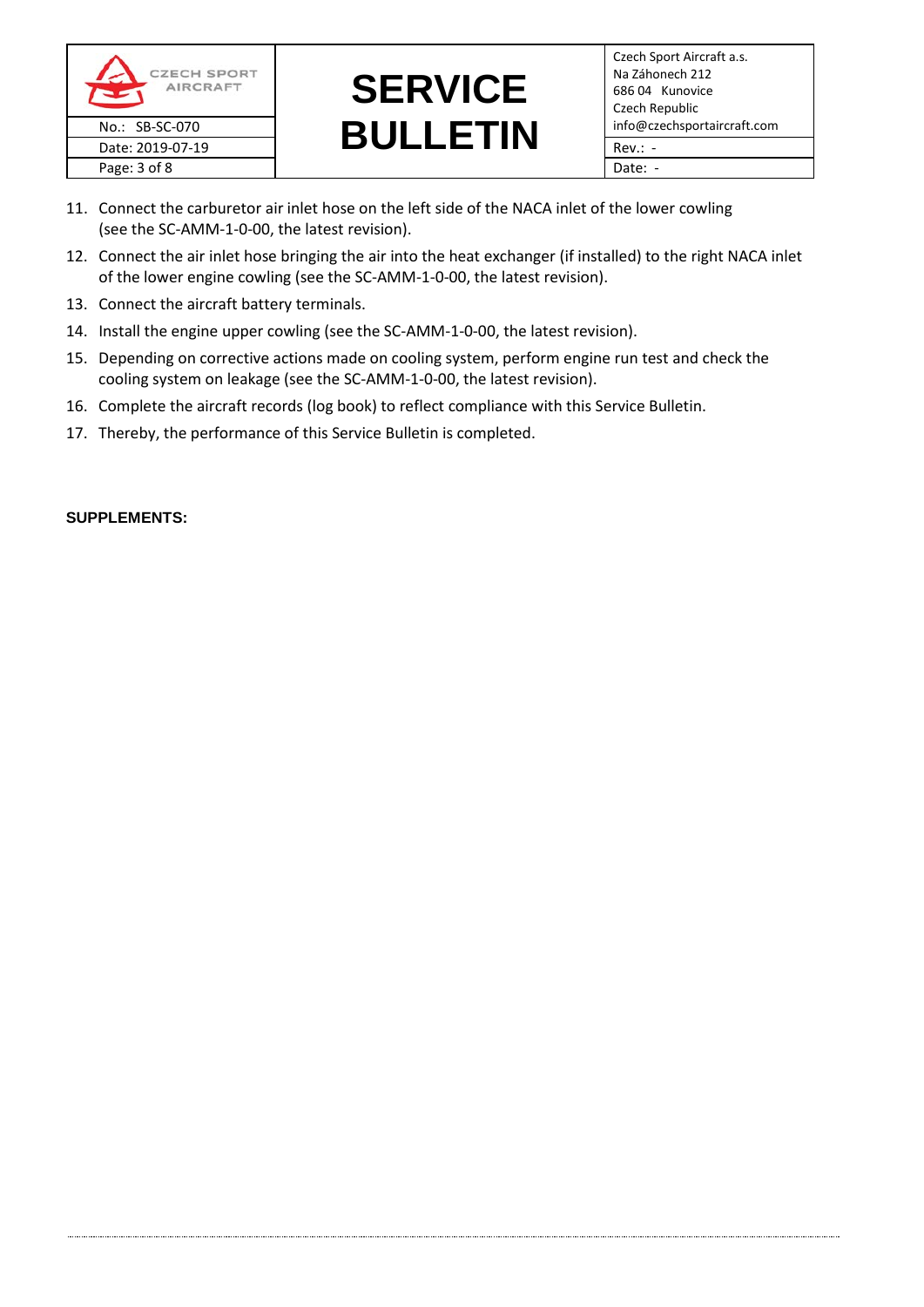11. Connect the carburetor air inlet hose on the left side of the NACA inlet of the lower cowling (see the SC-AMM-1-0-00, the latest revision).
12. Connect the air inlet hose bringing the air into the heat exchanger (if installed) to the right NACA inlet of the lower engine cowling (see the SC-AMM-1-0-00, the latest revision).
13. Connect the aircraft battery terminals.
14. Install the engine upper cowling (see the SC-AMM-1-0-00, the latest revision).
15. Depending on corrective actions made on cooling system, perform engine run test and check the cooling system on leakage (see the SC-AMM-1-0-00, the latest revision).
16. Complete the aircraft records (log book) to reflect compliance with this Service Bulletin.
17. Thereby, the performance of this Service Bulletin is completed.

**SUPPLEMENTS:**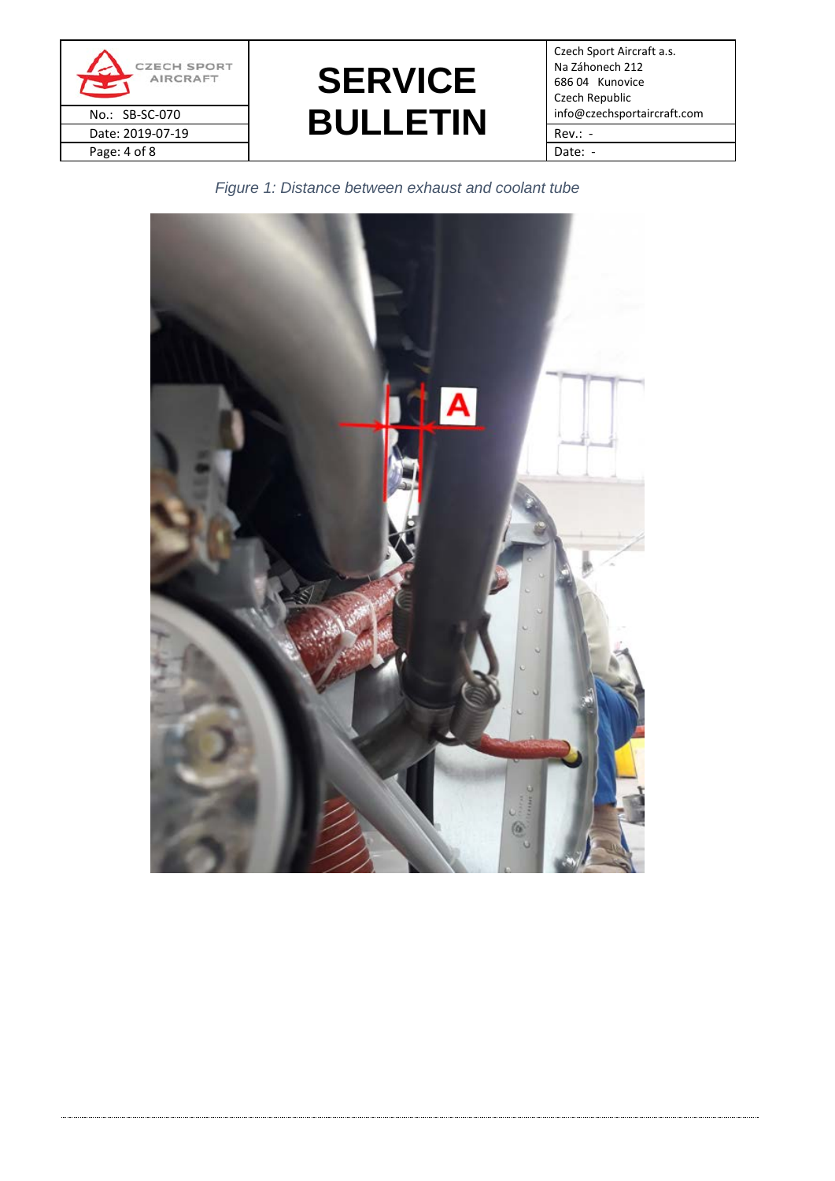*Figure 1: Distance between exhaust and coolant tube*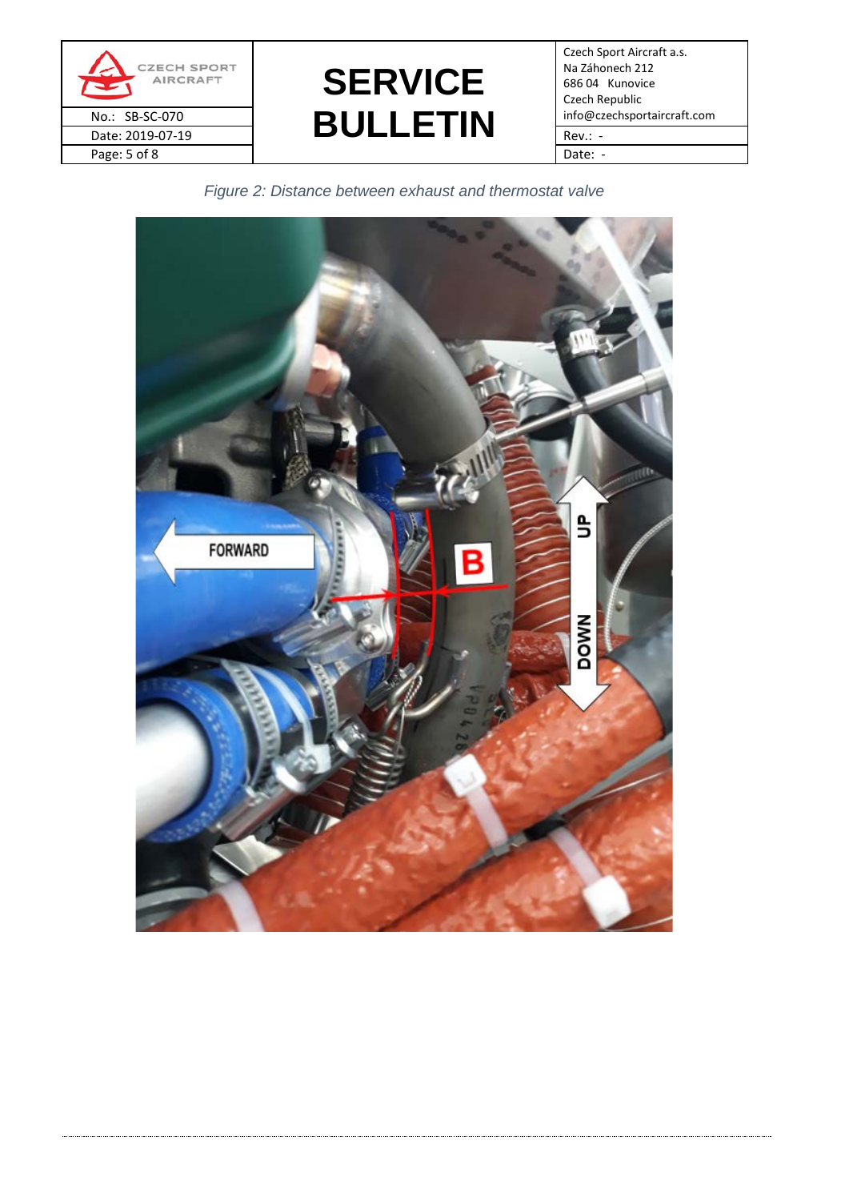*Figure 2: Distance between exhaust and thermostat valve*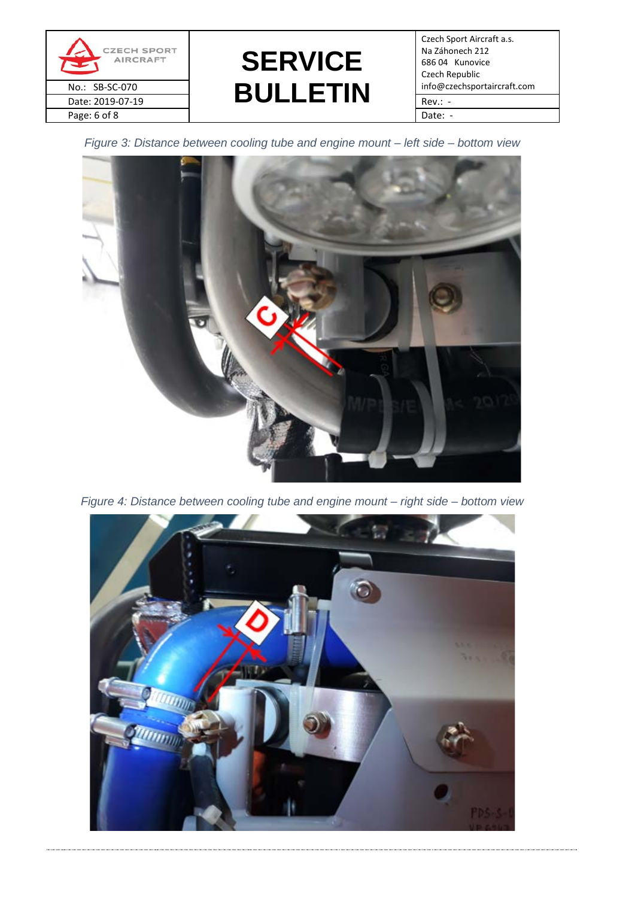*Figure 3: Distance between cooling tube and engine mount – left side – bottom view*

*Figure 4: Distance between cooling tube and engine mount – right side – bottom view*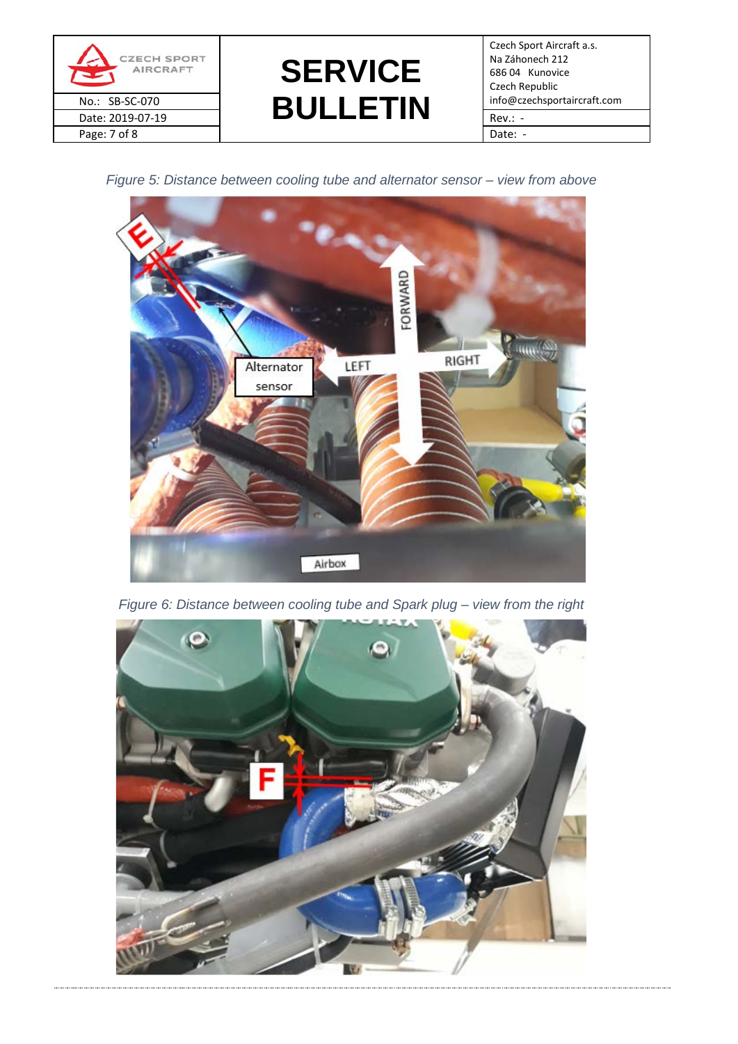*Figure 5: Distance between cooling tube and alternator sensor – view from above*

*Figure 6: Distance between cooling tube and Spark plug – view from the right*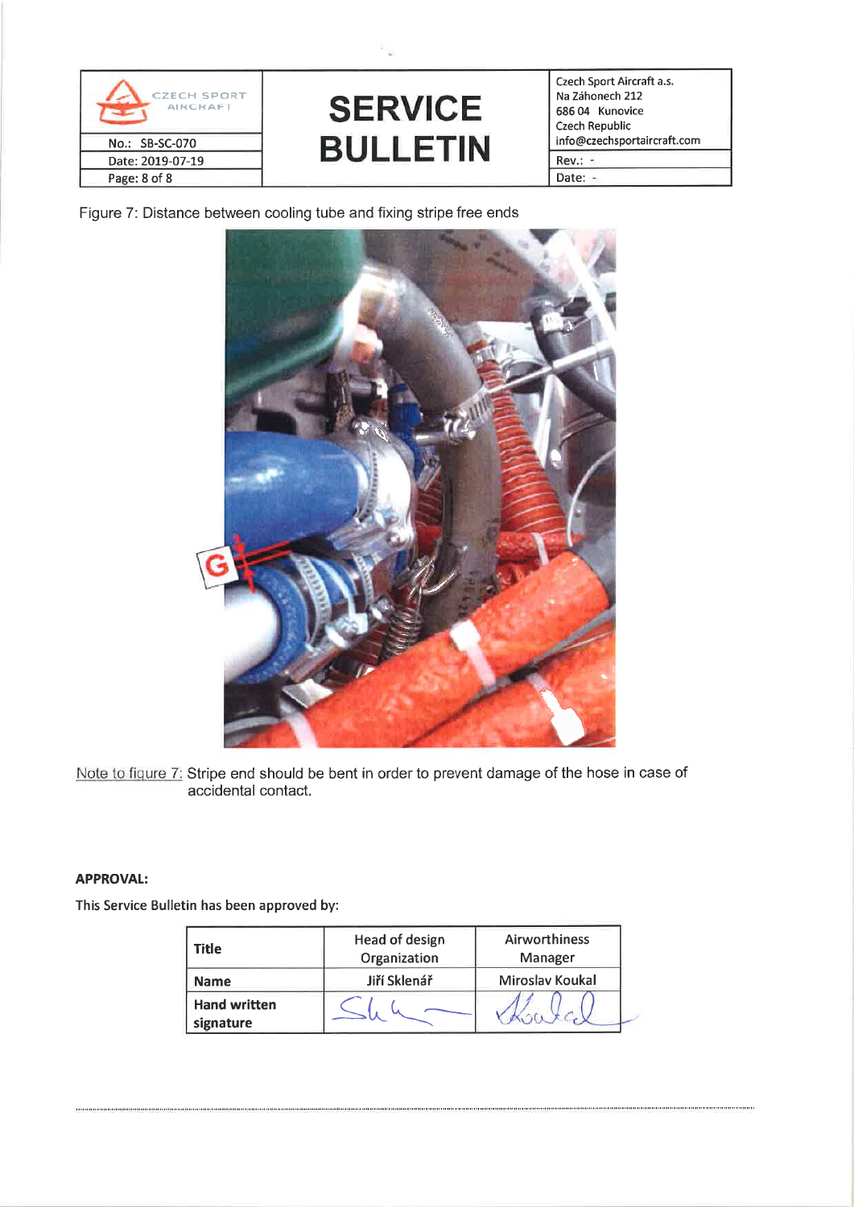Figure 7: Distance between cooling tube and fixing stripe free ends

Note to figure 7: Stripe end should be bent in order to prevent damage of the hose in case of accidental contact.

**APPROVAL:**

This Service Bulletin has been approved by:

| **Title** | Head of design Organization | Airworthiness Manager |
|---|---|---|
| **Name** | Jiří Sklenář | Miroslav Koukal |
| **Hand written signature** | | |